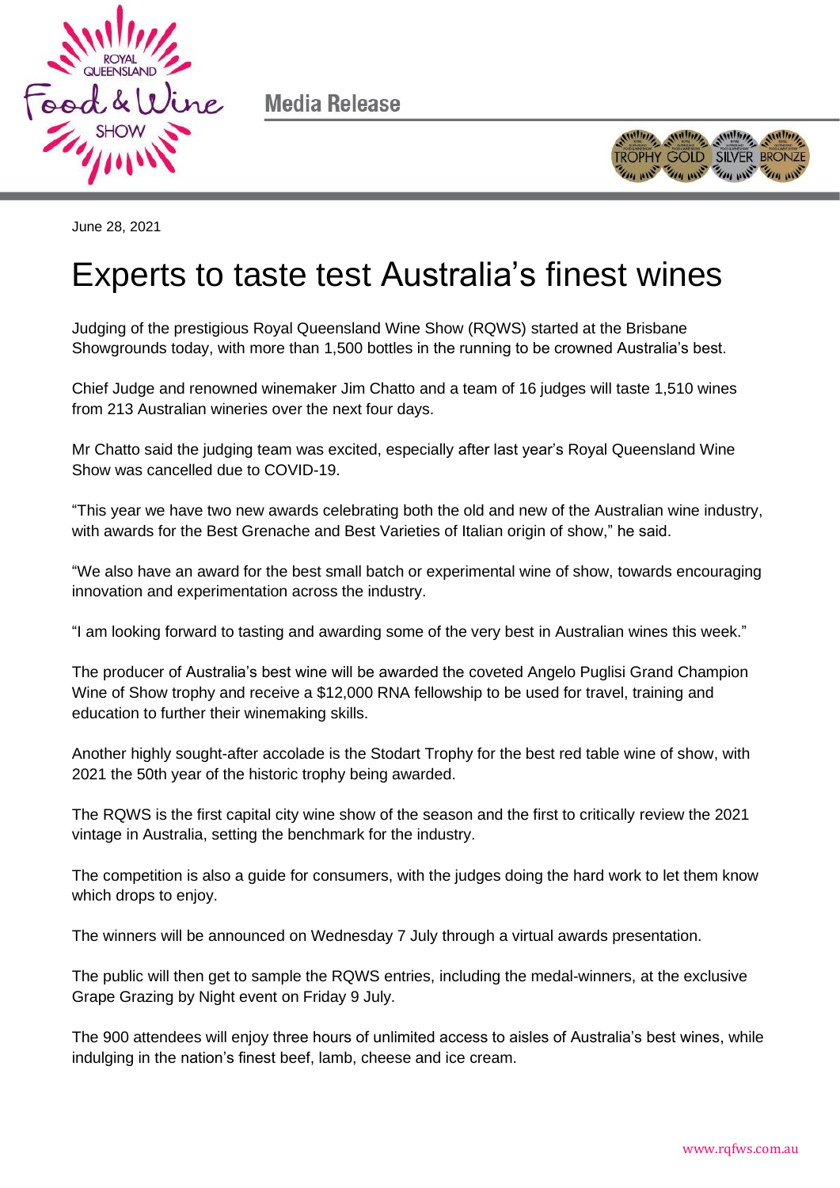Media Release

June 28, 2021

# Experts to taste test Australia's finest wines

Judging of the prestigious Royal Queensland Wine Show (RQWS) started at the Brisbane Showgrounds today, with more than 1,500 bottles in the running to be crowned Australia's best.

Chief Judge and renowned winemaker Jim Chatto and a team of 16 judges will taste 1,510 wines from 213 Australian wineries over the next four days.

Mr Chatto said the judging team was excited, especially after last year's Royal Queensland Wine Show was cancelled due to COVID-19.

"This year we have two new awards celebrating both the old and new of the Australian wine industry, with awards for the Best Grenache and Best Varieties of Italian origin of show," he said.

"We also have an award for the best small batch or experimental wine of show, towards encouraging innovation and experimentation across the industry.

"I am looking forward to tasting and awarding some of the very best in Australian wines this week."

The producer of Australia's best wine will be awarded the coveted Angelo Puglisi Grand Champion Wine of Show trophy and receive a $12,000 RNA fellowship to be used for travel, training and education to further their winemaking skills.

Another highly sought-after accolade is the Stodart Trophy for the best red table wine of show, with 2021 the 50th year of the historic trophy being awarded.

The RQWS is the first capital city wine show of the season and the first to critically review the 2021 vintage in Australia, setting the benchmark for the industry.

The competition is also a guide for consumers, with the judges doing the hard work to let them know which drops to enjoy.

The winners will be announced on Wednesday 7 July through a virtual awards presentation.

The public will then get to sample the RQWS entries, including the medal-winners, at the exclusive Grape Grazing by Night event on Friday 9 July.

The 900 attendees will enjoy three hours of unlimited access to aisles of Australia's best wines, while indulging in the nation's finest beef, lamb, cheese and ice cream.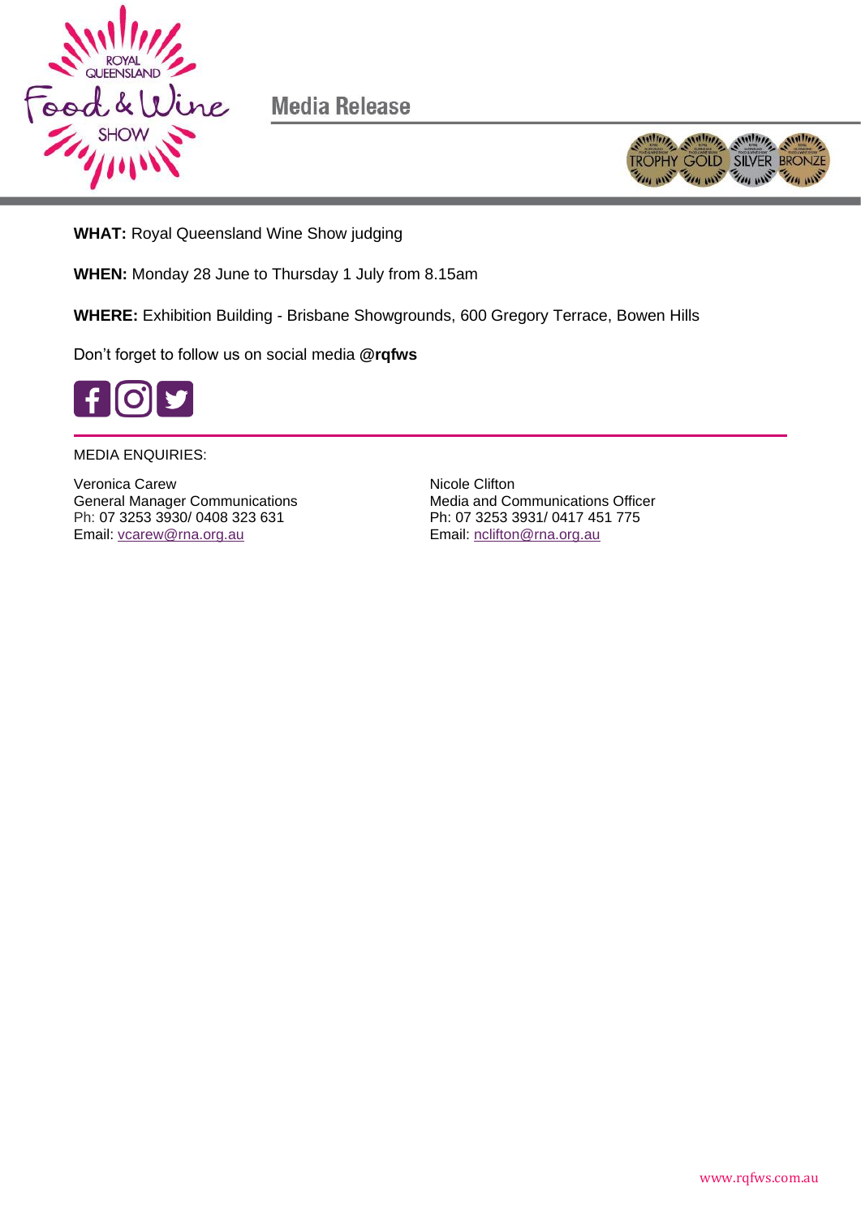**WHAT:** Royal Queensland Wine Show judging

**WHEN:** Monday 28 June to Thursday 1 July from 8.15am

**WHERE:** Exhibition Building - Brisbane Showgrounds, 600 Gregory Terrace, Bowen Hills

Don't forget to follow us on social media **@rqfws**

MEDIA ENQUIRIES:

Veronica Carew
General Manager Communications
Ph: 07 3253 3930/ 0408 323 631
Email: vcarew@rna.org.au

Nicole Clifton
Media and Communications Officer
Ph: 07 3253 3931/ 0417 451 775
Email: nclifton@rna.org.au